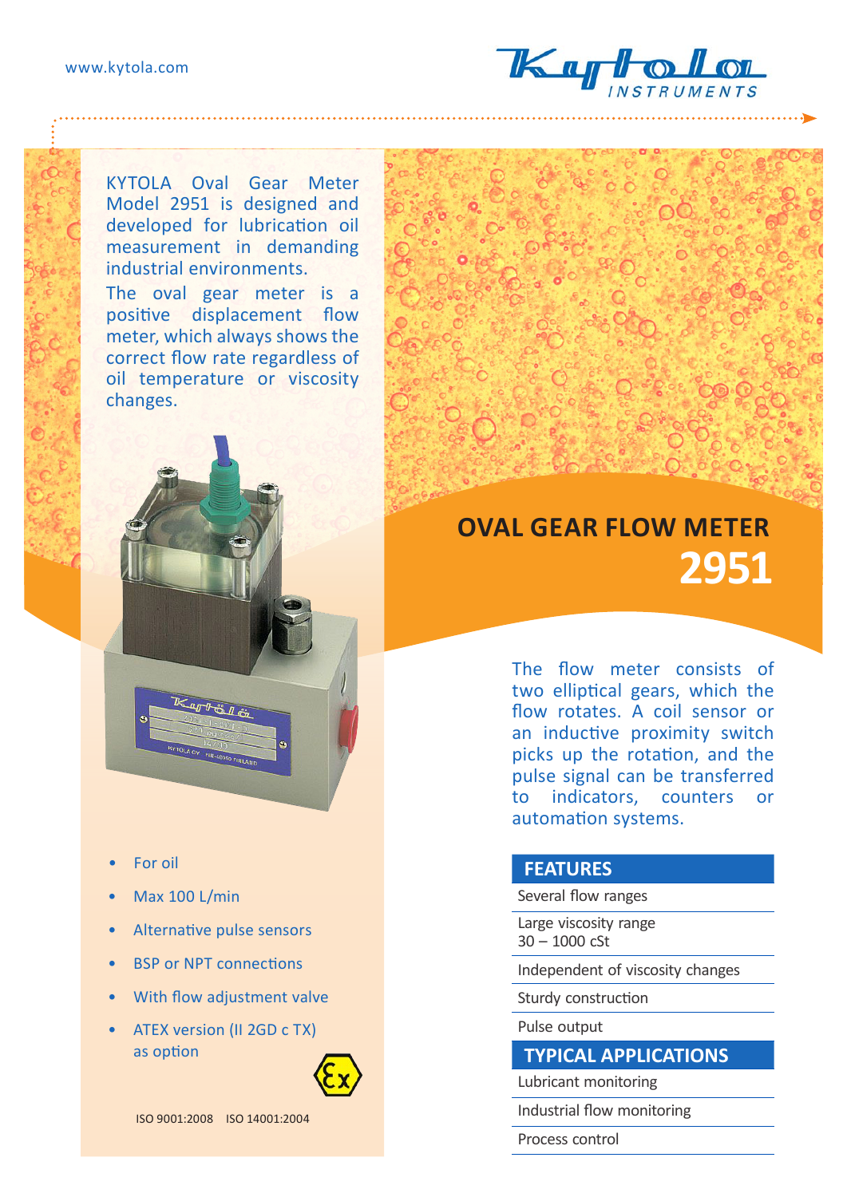# OVAL GEAR FLOW METER 2951

KYTOLA Oval Gear Meter Model 2951 is designed and developed for lubrication oil measurement in demanding industrial environments.

The oval gear meter is a positive displacement flow meter, which always shows the correct flow rate regardless of oil temperature or viscosity changes.

- For oil
- Max 100 L/min
- Alternative pulse sensors
- BSP or NPT connections
- With flow adjustment valve
- ATEX version (II 2GD c TX) as option

ISO 9001:2008 ISO 14001:2004

The flow meter consists of two elliptical gears, which the flow rotates. A coil sensor or an inductive proximity switch picks up the rotation, and the pulse signal can be transferred to indicators, counters or automation systems.

## FEATURES

- Several flow ranges
- Large viscosity range 30 – 1000 cSt
- Independent of viscosity changes
- Sturdy construction
- Pulse output

## TYPICAL APPLICATIONS

- Lubricant monitoring
- Industrial flow monitoring
- Process control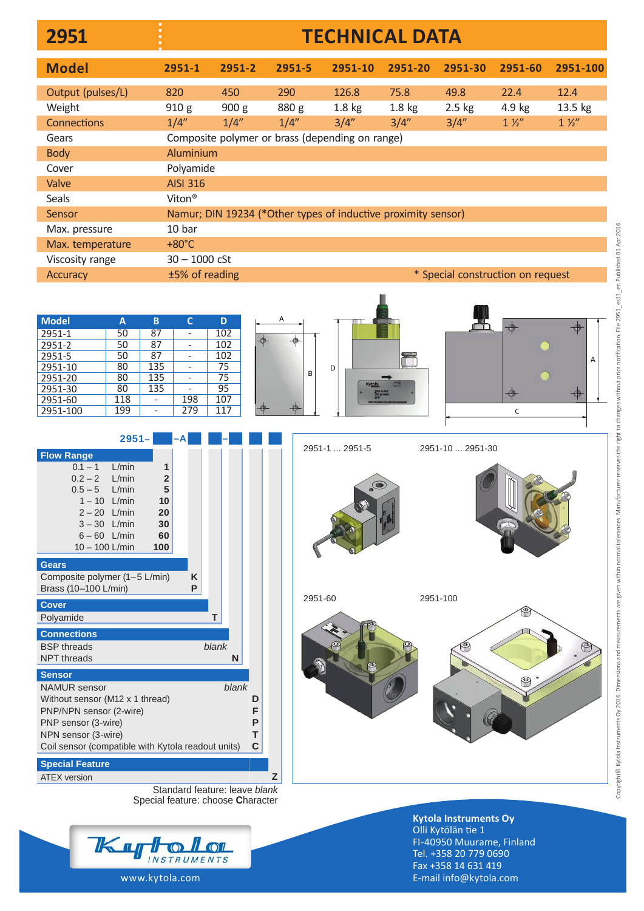# 2951 TECHNICAL DATA

| Model | 2951-1 | 2951-2 | 2951-5 | 2951-10 | 2951-20 | 2951-30 | 2951-60 | 2951-100 |
|---|---|---|---|---|---|---|---|---|
| Output (pulses/L) | 820 | 450 | 290 | 126.8 | 75.8 | 49.8 | 22.4 | 12.4 |
| Weight | 910 g | 900 g | 880 g | 1.8 kg | 1.8 kg | 2.5 kg | 4.9 kg | 13.5 kg |
| Connections | 1/4" | 1/4" | 1/4" | 3/4" | 3/4" | 3/4" | 1 ½" | 1 ½" |
| Gears | Composite polymer or brass (depending on range) | | | | | | | |
| Body | Aluminium | | | | | | | |
| Cover | Polyamide | | | | | | | |
| Valve | AISI 316 | | | | | | | |
| Seals | Viton® | | | | | | | |
| Sensor | Namur; DIN 19234 (*Other types of inductive proximity sensor) | | | | | | | |
| Max. pressure | 10 bar | | | | | | | |
| Max. temperature | +80°C | | | | | | | |
| Viscosity range | 30 – 1000 cSt | | | | | | | |
| Accuracy | ±5% of reading | | | | | | | |

\* Special construction on request

| Model | A | B | C | D |
|---|---|---|---|---|
| 2951-1 | 50 | 87 | - | 102 |
| 2951-2 | 50 | 87 | - | 102 |
| 2951-5 | 50 | 87 | - | 102 |
| 2951-10 | 80 | 135 | - | 75 |
| 2951-20 | 80 | 135 | - | 75 |
| 2951-30 | 80 | 135 | - | 95 |
| 2951-60 | 118 | - | 198 | 107 |
| 2951-100 | 199 | - | 279 | 117 |

A
B
D
A
C

## Order code: 2951– ■ –A ■ ■ – ■ ■ ■

**Flow Range**

| | |
|---|---|
| 0.1 – 1 L/min | 1 |
| 0.2 – 2 L/min | 2 |
| 0.5 – 5 L/min | 5 |
| 1 – 10 L/min | 10 |
| 2 – 20 L/min | 20 |
| 3 – 30 L/min | 30 |
| 6 – 60 L/min | 60 |
| 10 – 100 L/min | 100 |

**Gears**

| | |
|---|---|
| Composite polymer (1–5 L/min) | K |
| Brass (10–100 L/min) | P |

**Cover**

| | |
|---|---|
| Polyamide | T |

**Connections**

| | |
|---|---|
| BSP threads | *blank* |
| NPT threads | N |

**Sensor**

| | |
|---|---|
| NAMUR sensor | *blank* |
| Without sensor (M12 x 1 thread) | D |
| PNP/NPN sensor (2-wire) | F |
| PNP sensor (3-wire) | P |
| NPN sensor (3-wire) | T |
| Coil sensor (compatible with Kytola readout units) | C |

**Special Feature**

| | |
|---|---|
| ATEX version | Z |

Standard feature: leave *blank*
Special feature: choose **C**haracter

2951-1 ... 2951-5

2951-10 ... 2951-30

2951-60

2951-100

**Kytola Instruments Oy**
Olli Kytölän tie 1
FI-40950 Muurame, Finland
Tel. +358 20 779 0690
Fax +358 14 631 419
E-mail info@kytola.com

www.kytola.com

Copyright© Kytola Instruments Oy 2016. Dimensions and measurements are given within normal tolerances. Manufacturer reserves the right to changes without prior notification. File 2951_es11_en Published 01 Apr 2016